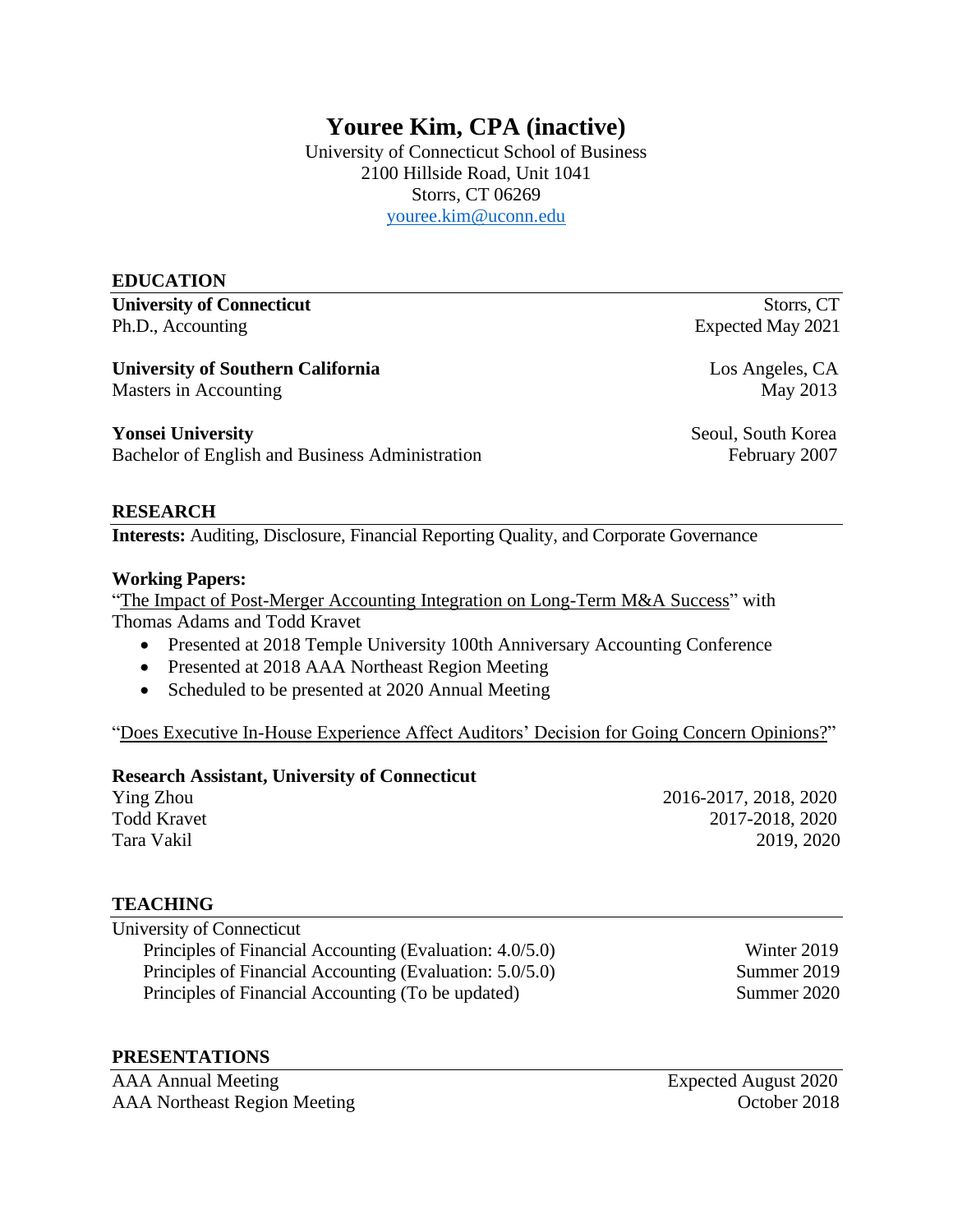# Youree Kim, CPA (inactive)

University of Connecticut School of Business
2100 Hillside Road, Unit 1041
Storrs, CT 06269
youree.kim@uconn.edu

## EDUCATION

**University of Connecticut** — Storrs, CT
Ph.D., Accounting — Expected May 2021

**University of Southern California** — Los Angeles, CA
Masters in Accounting — May 2013

**Yonsei University** — Seoul, South Korea
Bachelor of English and Business Administration — February 2007

## RESEARCH

**Interests:** Auditing, Disclosure, Financial Reporting Quality, and Corporate Governance

**Working Papers:**

"The Impact of Post-Merger Accounting Integration on Long-Term M&A Success" with Thomas Adams and Todd Kravet

- Presented at 2018 Temple University 100th Anniversary Accounting Conference
- Presented at 2018 AAA Northeast Region Meeting
- Scheduled to be presented at 2020 Annual Meeting

"Does Executive In-House Experience Affect Auditors' Decision for Going Concern Opinions?"

**Research Assistant, University of Connecticut**

Ying Zhou — 2016-2017, 2018, 2020
Todd Kravet — 2017-2018, 2020
Tara Vakil — 2019, 2020

## TEACHING

University of Connecticut

- Principles of Financial Accounting (Evaluation: 4.0/5.0) — Winter 2019
- Principles of Financial Accounting (Evaluation: 5.0/5.0) — Summer 2019
- Principles of Financial Accounting (To be updated) — Summer 2020

## PRESENTATIONS

AAA Annual Meeting — Expected August 2020
AAA Northeast Region Meeting — October 2018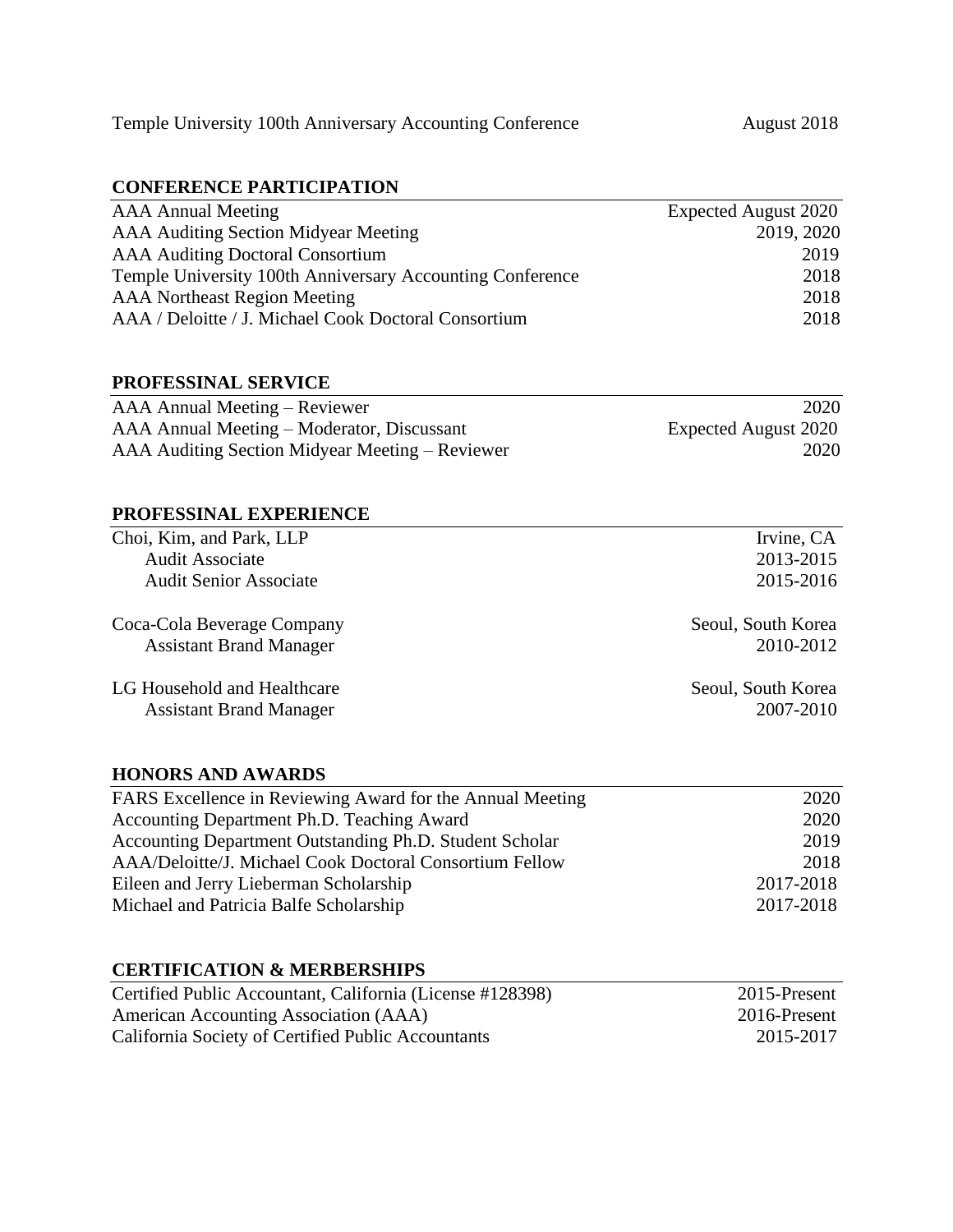Temple University 100th Anniversary Accounting Conference August 2018

## CONFERENCE PARTICIPATION

| | |
|---|---|
| AAA Annual Meeting | Expected August 2020 |
| AAA Auditing Section Midyear Meeting | 2019, 2020 |
| AAA Auditing Doctoral Consortium | 2019 |
| Temple University 100th Anniversary Accounting Conference | 2018 |
| AAA Northeast Region Meeting | 2018 |
| AAA / Deloitte / J. Michael Cook Doctoral Consortium | 2018 |

## PROFESSINAL SERVICE

| | |
|---|---|
| AAA Annual Meeting – Reviewer | 2020 |
| AAA Annual Meeting – Moderator, Discussant | Expected August 2020 |
| AAA Auditing Section Midyear Meeting – Reviewer | 2020 |

## PROFESSINAL EXPERIENCE

Choi, Kim, and Park, LLP — Irvine, CA
- Audit Associate — 2013-2015
- Audit Senior Associate — 2015-2016

Coca-Cola Beverage Company — Seoul, South Korea
- Assistant Brand Manager — 2010-2012

LG Household and Healthcare — Seoul, South Korea
- Assistant Brand Manager — 2007-2010

## HONORS AND AWARDS

| | |
|---|---|
| FARS Excellence in Reviewing Award for the Annual Meeting | 2020 |
| Accounting Department Ph.D. Teaching Award | 2020 |
| Accounting Department Outstanding Ph.D. Student Scholar | 2019 |
| AAA/Deloitte/J. Michael Cook Doctoral Consortium Fellow | 2018 |
| Eileen and Jerry Lieberman Scholarship | 2017-2018 |
| Michael and Patricia Balfe Scholarship | 2017-2018 |

## CERTIFICATION & MERBERSHIPS

| | |
|---|---|
| Certified Public Accountant, California (License #128398) | 2015-Present |
| American Accounting Association (AAA) | 2016-Present |
| California Society of Certified Public Accountants | 2015-2017 |